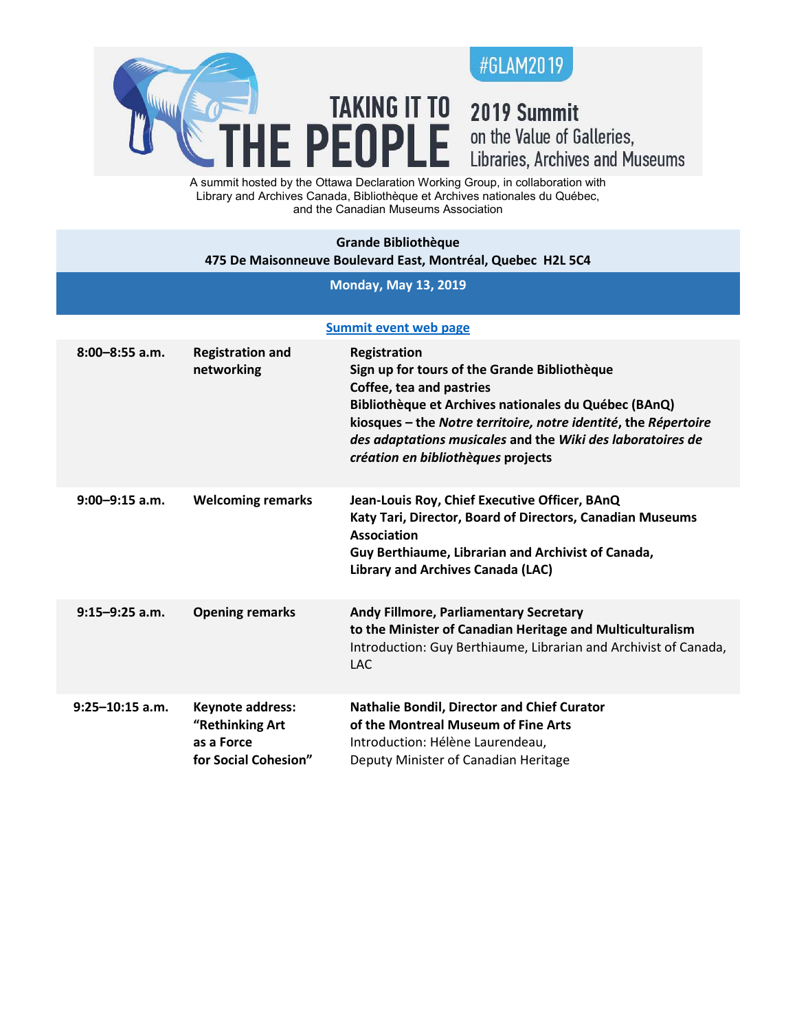#GLAM2019

# TAKING IT TO THE PEOPLE

## 2019 Summit on the Value of Galleries, Libraries, Archives and Museums

A summit hosted by the Ottawa Declaration Working Group, in collaboration with Library and Archives Canada, Bibliothèque et Archives nationales du Québec, and the Canadian Museums Association

**Grande Bibliothèque**
**475 De Maisonneuve Boulevard East, Montréal, Quebec H2L 5C4**

**Monday, May 13, 2019**

[Summit event web page]

| | | |
|---|---|---|
| **8:00–8:55 a.m.** | **Registration and networking** | **Registration**<br>**Sign up for tours of the Grande Bibliothèque**<br>**Coffee, tea and pastries**<br>**Bibliothèque et Archives nationales du Québec (BAnQ) kiosques – the *Notre territoire, notre identité*, the *Répertoire des adaptations musicales* and the *Wiki des laboratoires de création en bibliothèques* projects** |
| **9:00–9:15 a.m.** | **Welcoming remarks** | **Jean-Louis Roy, Chief Executive Officer, BAnQ**<br>**Katy Tari, Director, Board of Directors, Canadian Museums Association**<br>**Guy Berthiaume, Librarian and Archivist of Canada, Library and Archives Canada (LAC)** |
| **9:15–9:25 a.m.** | **Opening remarks** | **Andy Fillmore, Parliamentary Secretary to the Minister of Canadian Heritage and Multiculturalism**<br>Introduction: Guy Berthiaume, Librarian and Archivist of Canada, LAC |
| **9:25–10:15 a.m.** | **Keynote address: "Rethinking Art as a Force for Social Cohesion"** | **Nathalie Bondil, Director and Chief Curator of the Montreal Museum of Fine Arts**<br>Introduction: Hélène Laurendeau, Deputy Minister of Canadian Heritage |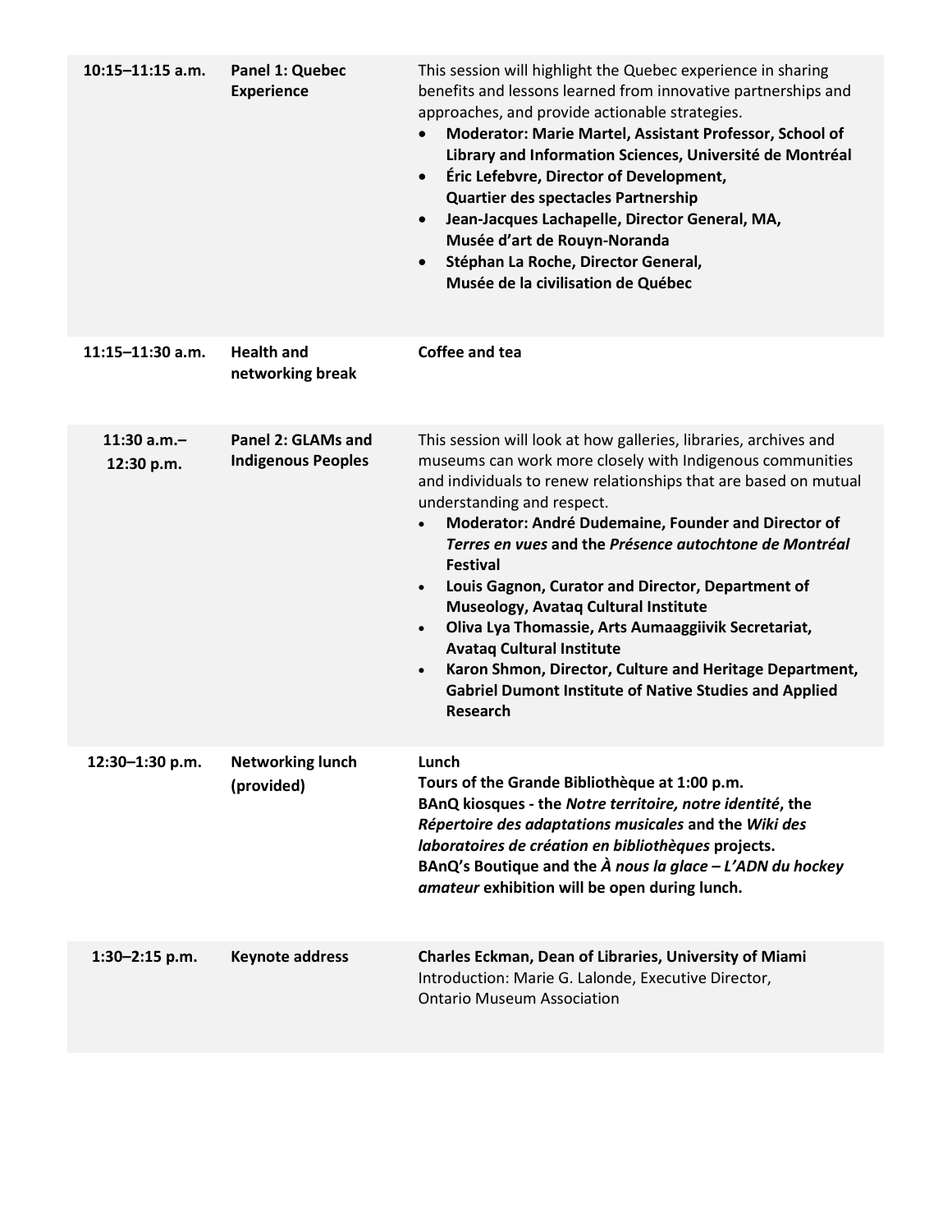| | | |
|---|---|---|
| **10:15–11:15 a.m.** | **Panel 1: Quebec Experience** | This session will highlight the Quebec experience in sharing benefits and lessons learned from innovative partnerships and approaches, and provide actionable strategies.<br>• **Moderator: Marie Martel, Assistant Professor, School of Library and Information Sciences, Université de Montréal**<br>• **Éric Lefebvre, Director of Development, Quartier des spectacles Partnership**<br>• **Jean-Jacques Lachapelle, Director General, MA, Musée d'art de Rouyn-Noranda**<br>• **Stéphan La Roche, Director General, Musée de la civilisation de Québec** |
| **11:15–11:30 a.m.** | **Health and networking break** | **Coffee and tea** |
| **11:30 a.m.–12:30 p.m.** | **Panel 2: GLAMs and Indigenous Peoples** | This session will look at how galleries, libraries, archives and museums can work more closely with Indigenous communities and individuals to renew relationships that are based on mutual understanding and respect.<br>• **Moderator: André Dudemaine, Founder and Director of *Terres en vues* and the *Présence autochtone de Montréal* Festival**<br>• **Louis Gagnon, Curator and Director, Department of Museology, Avataq Cultural Institute**<br>• **Oliva Lya Thomassie, Arts Aumaaggiivik Secretariat, Avataq Cultural Institute**<br>• **Karon Shmon, Director, Culture and Heritage Department, Gabriel Dumont Institute of Native Studies and Applied Research** |
| **12:30–1:30 p.m.** | **Networking lunch (provided)** | **Lunch**<br>**Tours of the Grande Bibliothèque at 1:00 p.m.**<br>**BAnQ kiosques - the *Notre territoire, notre identité*, the *Répertoire des adaptations musicales* and the *Wiki des laboratoires de création en bibliothèques* projects.**<br>**BAnQ's Boutique and the *À nous la glace – L'ADN du hockey amateur* exhibition will be open during lunch.** |
| **1:30–2:15 p.m.** | **Keynote address** | **Charles Eckman, Dean of Libraries, University of Miami**<br>Introduction: Marie G. Lalonde, Executive Director, Ontario Museum Association |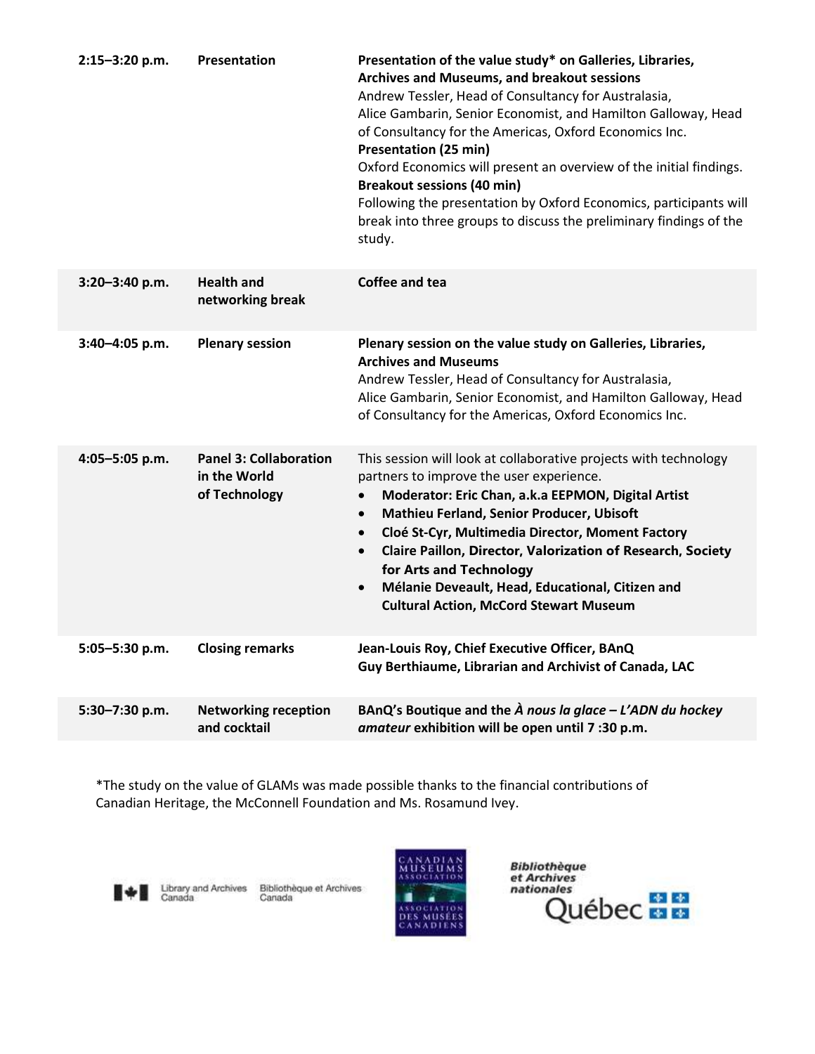| | | |
|---|---|---|
| 2:15–3:20 p.m. | **Presentation** | **Presentation of the value study* on Galleries, Libraries, Archives and Museums, and breakout sessions**<br>Andrew Tessler, Head of Consultancy for Australasia, Alice Gambarin, Senior Economist, and Hamilton Galloway, Head of Consultancy for the Americas, Oxford Economics Inc.<br>**Presentation (25 min)**<br>Oxford Economics will present an overview of the initial findings.<br>**Breakout sessions (40 min)**<br>Following the presentation by Oxford Economics, participants will break into three groups to discuss the preliminary findings of the study. |
| 3:20–3:40 p.m. | **Health and networking break** | **Coffee and tea** |
| 3:40–4:05 p.m. | **Plenary session** | **Plenary session on the value study on Galleries, Libraries, Archives and Museums**<br>Andrew Tessler, Head of Consultancy for Australasia, Alice Gambarin, Senior Economist, and Hamilton Galloway, Head of Consultancy for the Americas, Oxford Economics Inc. |
| 4:05–5:05 p.m. | **Panel 3: Collaboration in the World of Technology** | This session will look at collaborative projects with technology partners to improve the user experience.<br>• **Moderator: Eric Chan, a.k.a EEPMON, Digital Artist**<br>• **Mathieu Ferland, Senior Producer, Ubisoft**<br>• **Cloé St-Cyr, Multimedia Director, Moment Factory**<br>• **Claire Paillon, Director, Valorization of Research, Society for Arts and Technology**<br>• **Mélanie Deveault, Head, Educational, Citizen and Cultural Action, McCord Stewart Museum** |
| 5:05–5:30 p.m. | **Closing remarks** | **Jean-Louis Roy, Chief Executive Officer, BAnQ**<br>**Guy Berthiaume, Librarian and Archivist of Canada, LAC** |
| 5:30–7:30 p.m. | **Networking reception and cocktail** | **BAnQ's Boutique and the *À nous la glace – L'ADN du hockey amateur* exhibition will be open until 7 :30 p.m.** |

*The study on the value of GLAMs was made possible thanks to the financial contributions of Canadian Heritage, the McConnell Foundation and Ms. Rosamund Ivey.

Library and Archives Canada | Bibliothèque et Archives Canada

Canadian Museums Association | Association des musées canadiens

Bibliothèque et Archives nationales Québec